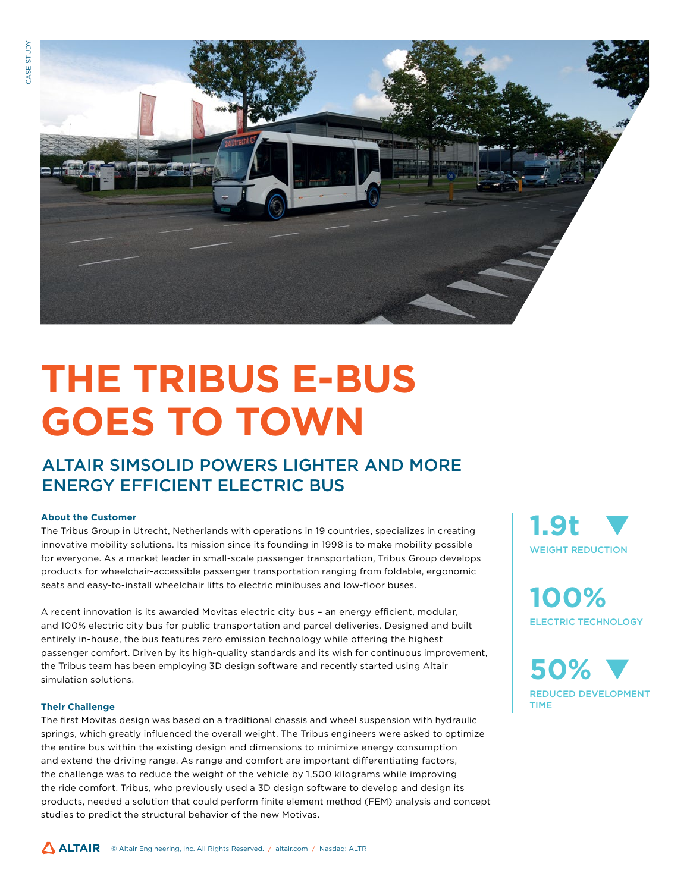# THE TRIBUS E-BUS GOES TO TOWN

## ALTAIR SIMSOLID POWERS LIGHTER AND MORE ENERGY EFFICIENT ELECTRIC BUS

### About the Customer

The Tribus Group in Utrecht, Netherlands with operations in 19 countries, specializes in creating innovative mobility solutions. Its mission since its founding in 1998 is to make mobility possible for everyone. As a market leader in small-scale passenger transportation, Tribus Group develops products for wheelchair-accessible passenger transportation ranging from foldable, ergonomic seats and easy-to-install wheelchair lifts to electric minibuses and low-floor buses.

A recent innovation is its awarded Movitas electric city bus – an energy efficient, modular, and 100% electric city bus for public transportation and parcel deliveries. Designed and built entirely in-house, the bus features zero emission technology while offering the highest passenger comfort. Driven by its high-quality standards and its wish for continuous improvement, the Tribus team has been employing 3D design software and recently started using Altair simulation solutions.

### Their Challenge

The first Movitas design was based on a traditional chassis and wheel suspension with hydraulic springs, which greatly influenced the overall weight. The Tribus engineers were asked to optimize the entire bus within the existing design and dimensions to minimize energy consumption and extend the driving range. As range and comfort are important differentiating factors, the challenge was to reduce the weight of the vehicle by 1,500 kilograms while improving the ride comfort. Tribus, who previously used a 3D design software to develop and design its products, needed a solution that could perform finite element method (FEM) analysis and concept studies to predict the structural behavior of the new Motivas.

**1.9t ▼**
WEIGHT REDUCTION

**100%**
ELECTRIC TECHNOLOGY

**50% ▼**
REDUCED DEVELOPMENT TIME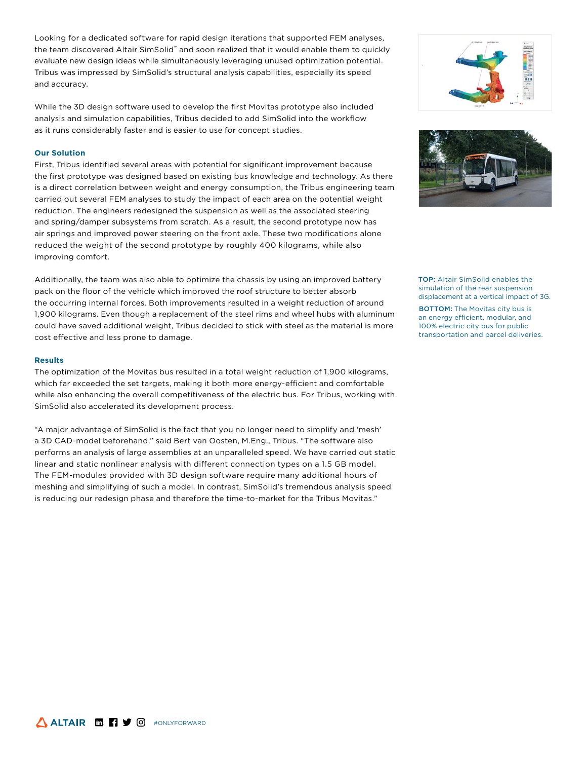Looking for a dedicated software for rapid design iterations that supported FEM analyses, the team discovered Altair SimSolid™ and soon realized that it would enable them to quickly evaluate new design ideas while simultaneously leveraging unused optimization potential. Tribus was impressed by SimSolid's structural analysis capabilities, especially its speed and accuracy.

While the 3D design software used to develop the first Movitas prototype also included analysis and simulation capabilities, Tribus decided to add SimSolid into the workflow as it runs considerably faster and is easier to use for concept studies.

### Our Solution

First, Tribus identified several areas with potential for significant improvement because the first prototype was designed based on existing bus knowledge and technology. As there is a direct correlation between weight and energy consumption, the Tribus engineering team carried out several FEM analyses to study the impact of each area on the potential weight reduction. The engineers redesigned the suspension as well as the associated steering and spring/damper subsystems from scratch. As a result, the second prototype now has air springs and improved power steering on the front axle. These two modifications alone reduced the weight of the second prototype by roughly 400 kilograms, while also improving comfort.

Additionally, the team was also able to optimize the chassis by using an improved battery pack on the floor of the vehicle which improved the roof structure to better absorb the occurring internal forces. Both improvements resulted in a weight reduction of around 1,900 kilograms. Even though a replacement of the steel rims and wheel hubs with aluminum could have saved additional weight, Tribus decided to stick with steel as the material is more cost effective and less prone to damage.

### Results

The optimization of the Movitas bus resulted in a total weight reduction of 1,900 kilograms, which far exceeded the set targets, making it both more energy-efficient and comfortable while also enhancing the overall competitiveness of the electric bus. For Tribus, working with SimSolid also accelerated its development process.

"A major advantage of SimSolid is the fact that you no longer need to simplify and 'mesh' a 3D CAD-model beforehand," said Bert van Oosten, M.Eng., Tribus. "The software also performs an analysis of large assemblies at an unparalleled speed. We have carried out static linear and static nonlinear analysis with different connection types on a 1.5 GB model. The FEM-modules provided with 3D design software require many additional hours of meshing and simplifying of such a model. In contrast, SimSolid's tremendous analysis speed is reducing our redesign phase and therefore the time-to-market for the Tribus Movitas."

**TOP:** Altair SimSolid enables the simulation of the rear suspension displacement at a vertical impact of 3G.

**BOTTOM:** The Movitas city bus is an energy efficient, modular, and 100% electric city bus for public transportation and parcel deliveries.